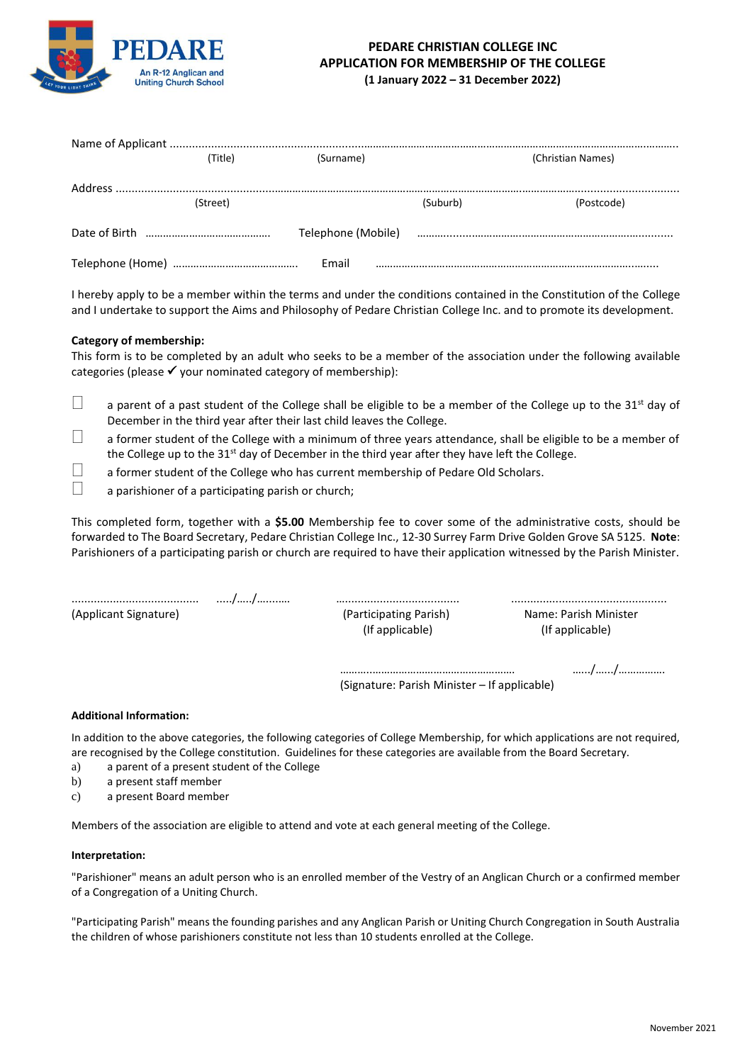PEDARE

An R-12 Anglican and Uniting Church School

# PEDARE CHRISTIAN COLLEGE INC
# APPLICATION FOR MEMBERSHIP OF THE COLLEGE
**(1 January 2022 – 31 December 2022)**

Name of Applicant ..............................................................................................................................................
(Title) (Surname) (Christian Names)

Address ..............................................................................................................................................................
(Street) (Suburb) (Postcode)

Date of Birth .......................................... Telephone (Mobile) ..........................................................................

Telephone (Home) .......................................... Email ..........................................................................................

I hereby apply to be a member within the terms and under the conditions contained in the Constitution of the College and I undertake to support the Aims and Philosophy of Pedare Christian College Inc. and to promote its development.

**Category of membership:**

This form is to be completed by an adult who seeks to be a member of the association under the following available categories (please ✔ your nominated category of membership):

- ☐ a parent of a past student of the College shall be eligible to be a member of the College up to the 31st day of December in the third year after their last child leaves the College.
- ☐ a former student of the College with a minimum of three years attendance, shall be eligible to be a member of the College up to the 31st day of December in the third year after they have left the College.
- ☐ a former student of the College who has current membership of Pedare Old Scholars.
- ☐ a parishioner of a participating parish or church;

This completed form, together with a **$5.00** Membership fee to cover some of the administrative costs, should be forwarded to The Board Secretary, Pedare Christian College Inc., 12-30 Surrey Farm Drive Golden Grove SA 5125. **Note**: Parishioners of a participating parish or church are required to have their application witnessed by the Parish Minister.

........................................ ...../...../..........
(Applicant Signature)

........................................
(Participating Parish)
(If applicable)

................................................
Name: Parish Minister
(If applicable)

........................................................... ....../....../................
(Signature: Parish Minister – If applicable)

**Additional Information:**

In addition to the above categories, the following categories of College Membership, for which applications are not required, are recognised by the College constitution. Guidelines for these categories are available from the Board Secretary.

a) a parent of a present student of the College
b) a present staff member
c) a present Board member

Members of the association are eligible to attend and vote at each general meeting of the College.

**Interpretation:**

"Parishioner" means an adult person who is an enrolled member of the Vestry of an Anglican Church or a confirmed member of a Congregation of a Uniting Church.

"Participating Parish" means the founding parishes and any Anglican Parish or Uniting Church Congregation in South Australia the children of whose parishioners constitute not less than 10 students enrolled at the College.

November 2021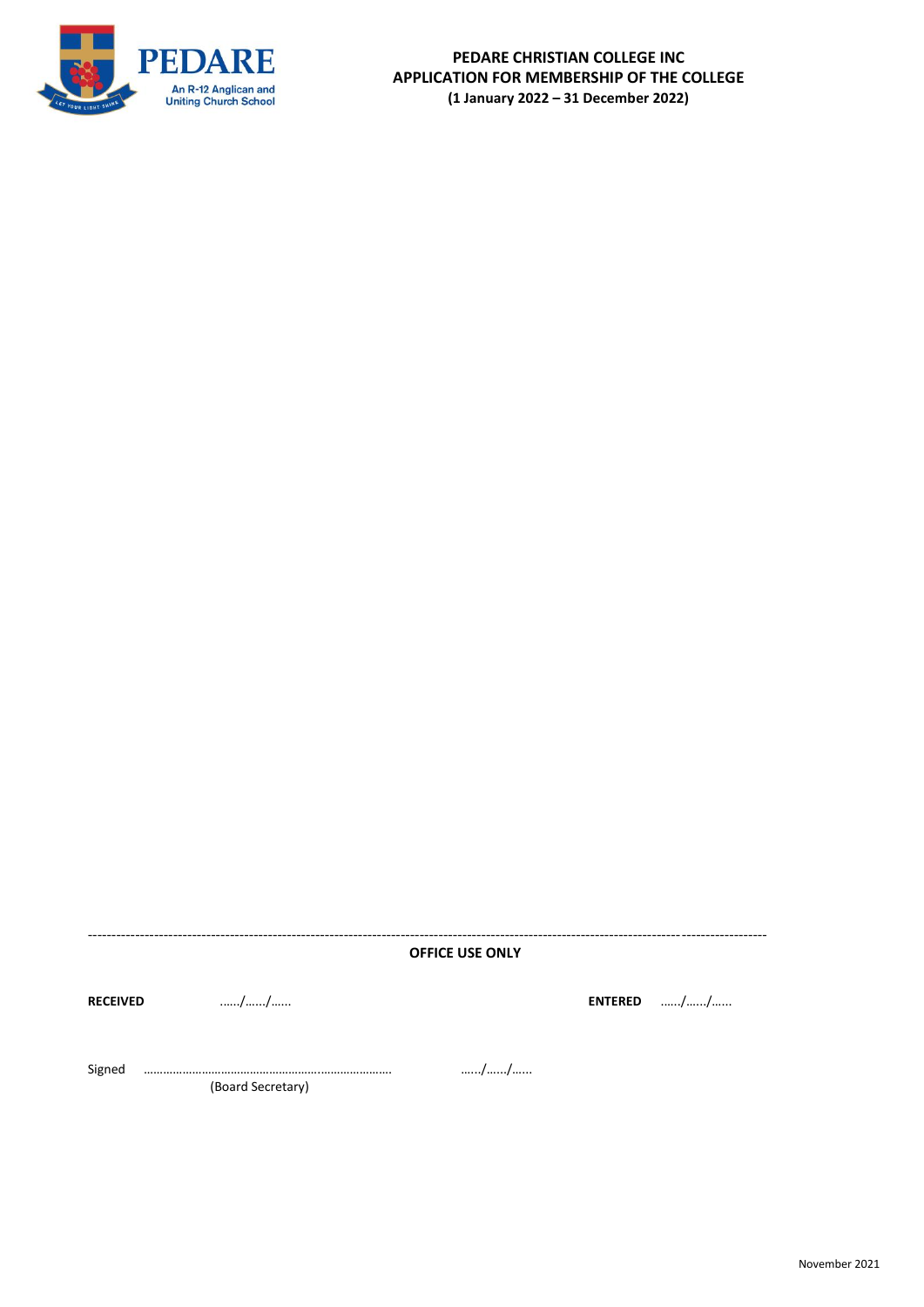**PEDARE CHRISTIAN COLLEGE INC**
**APPLICATION FOR MEMBERSHIP OF THE COLLEGE**
**(1 January 2022 – 31 December 2022)**

---

**OFFICE USE ONLY**

**RECEIVED** ……/……/…… **ENTERED** ……/……/……

Signed ……………………………………………………………………. ……/……/……
(Board Secretary)

November 2021